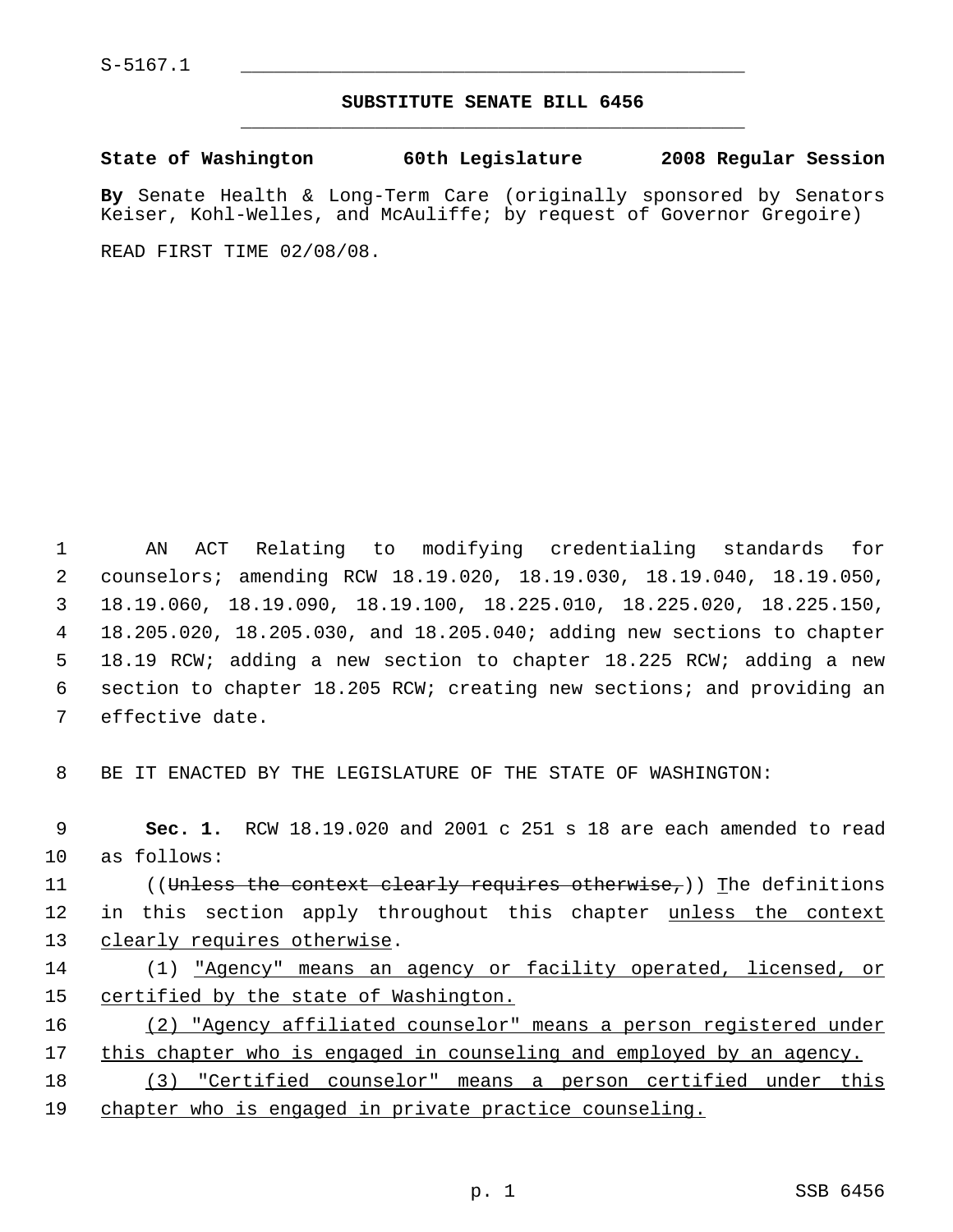S-5167.1

## SUBSTITUTE SENATE BILL 6456

**State of Washington 60th Legislature 2008 Regular Session**

**By** Senate Health & Long-Term Care (originally sponsored by Senators Keiser, Kohl-Welles, and McAuliffe; by request of Governor Gregoire)

READ FIRST TIME 02/08/08.

AN ACT Relating to modifying credentialing standards for counselors; amending RCW 18.19.020, 18.19.030, 18.19.040, 18.19.050, 18.19.060, 18.19.090, 18.19.100, 18.225.010, 18.225.020, 18.225.150, 18.205.020, 18.205.030, and 18.205.040; adding new sections to chapter 18.19 RCW; adding a new section to chapter 18.225 RCW; adding a new section to chapter 18.205 RCW; creating new sections; and providing an effective date.

BE IT ENACTED BY THE LEGISLATURE OF THE STATE OF WASHINGTON:

**Sec. 1.** RCW 18.19.020 and 2001 c 251 s 18 are each amended to read as follows:

((~~Unless the context clearly requires otherwise,~~)) <u>T</u>he definitions in this section apply throughout this chapter <u>unless the context clearly requires otherwise</u>.

(1) <u>"Agency" means an agency or facility operated, licensed, or certified by the state of Washington.</u>

<u>(2) "Agency affiliated counselor" means a person registered under this chapter who is engaged in counseling and employed by an agency.</u>

<u>(3) "Certified counselor" means a person certified under this chapter who is engaged in private practice counseling.</u>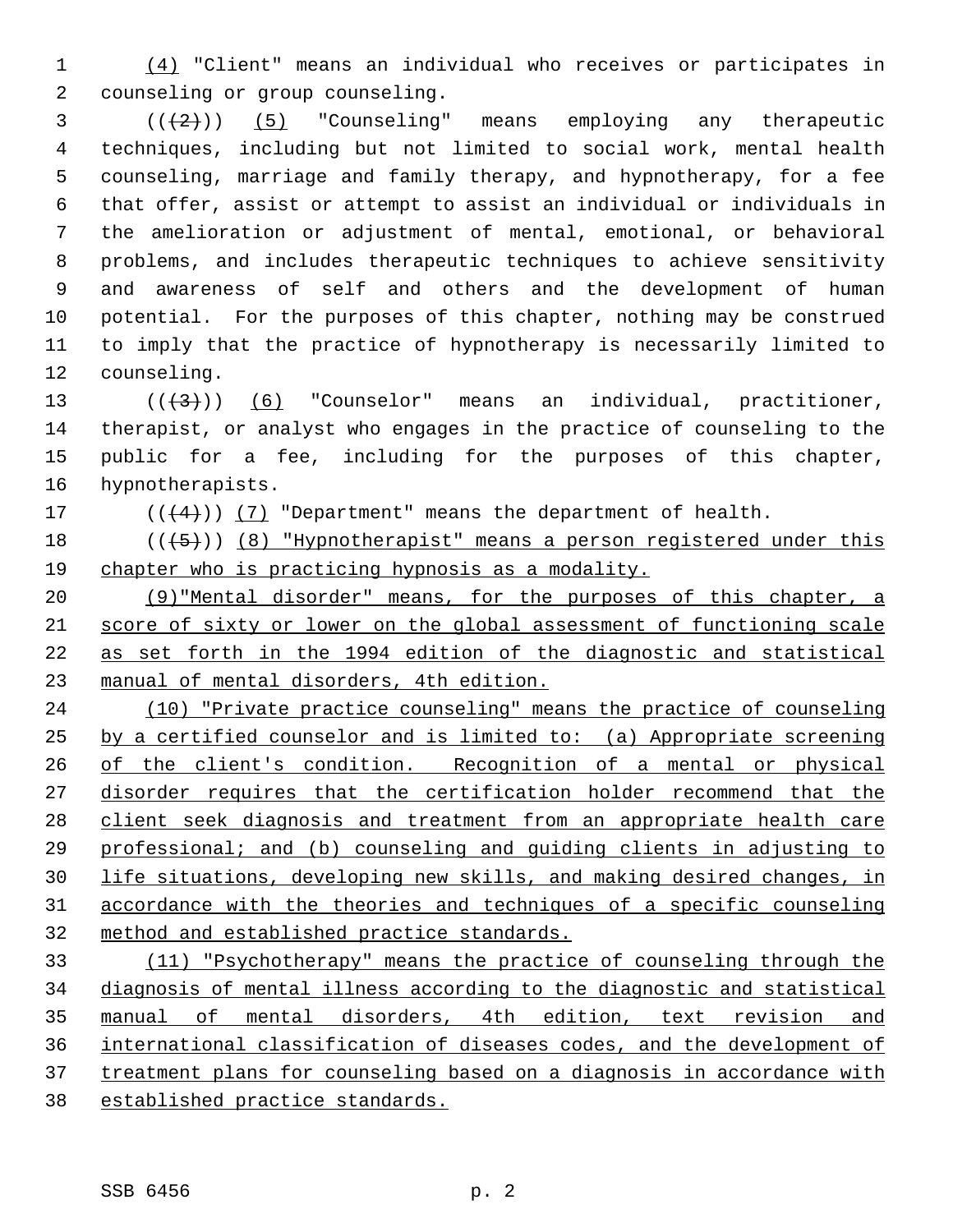(4) "Client" means an individual who receives or participates in counseling or group counseling.

(((2))) (5) "Counseling" means employing any therapeutic techniques, including but not limited to social work, mental health counseling, marriage and family therapy, and hypnotherapy, for a fee that offer, assist or attempt to assist an individual or individuals in the amelioration or adjustment of mental, emotional, or behavioral problems, and includes therapeutic techniques to achieve sensitivity and awareness of self and others and the development of human potential. For the purposes of this chapter, nothing may be construed to imply that the practice of hypnotherapy is necessarily limited to counseling.

(((3))) (6) "Counselor" means an individual, practitioner, therapist, or analyst who engages in the practice of counseling to the public for a fee, including for the purposes of this chapter, hypnotherapists.

(((4))) (7) "Department" means the department of health.

(((5))) (8) "Hypnotherapist" means a person registered under this chapter who is practicing hypnosis as a modality.

(9)"Mental disorder" means, for the purposes of this chapter, a score of sixty or lower on the global assessment of functioning scale as set forth in the 1994 edition of the diagnostic and statistical manual of mental disorders, 4th edition.

(10) "Private practice counseling" means the practice of counseling by a certified counselor and is limited to: (a) Appropriate screening of the client's condition. Recognition of a mental or physical disorder requires that the certification holder recommend that the client seek diagnosis and treatment from an appropriate health care professional; and (b) counseling and guiding clients in adjusting to life situations, developing new skills, and making desired changes, in accordance with the theories and techniques of a specific counseling method and established practice standards.

(11) "Psychotherapy" means the practice of counseling through the diagnosis of mental illness according to the diagnostic and statistical manual of mental disorders, 4th edition, text revision and international classification of diseases codes, and the development of treatment plans for counseling based on a diagnosis in accordance with established practice standards.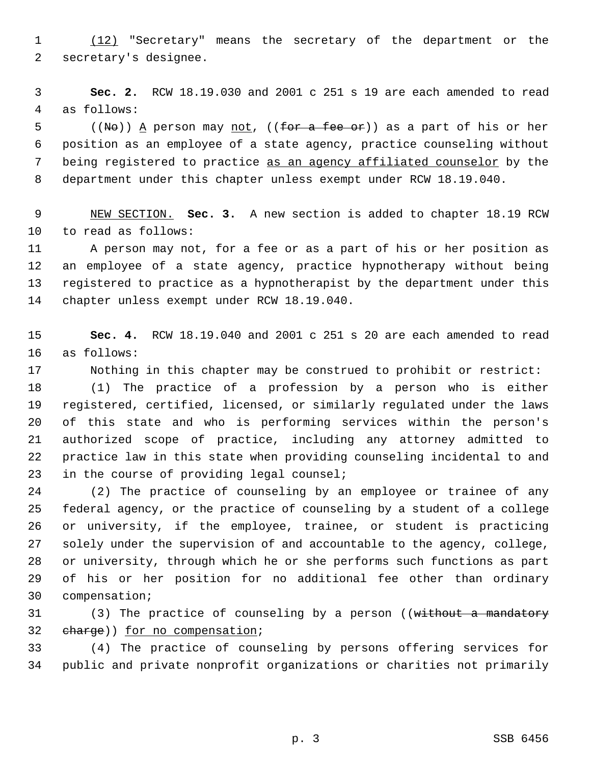(12) "Secretary" means the secretary of the department or the secretary's designee.

**Sec. 2.** RCW 18.19.030 and 2001 c 251 s 19 are each amended to read as follows:

((No)) A person may not, ((for a fee or)) as a part of his or her position as an employee of a state agency, practice counseling without being registered to practice as an agency affiliated counselor by the department under this chapter unless exempt under RCW 18.19.040.

NEW SECTION. **Sec. 3.** A new section is added to chapter 18.19 RCW to read as follows:

A person may not, for a fee or as a part of his or her position as an employee of a state agency, practice hypnotherapy without being registered to practice as a hypnotherapist by the department under this chapter unless exempt under RCW 18.19.040.

**Sec. 4.** RCW 18.19.040 and 2001 c 251 s 20 are each amended to read as follows:

Nothing in this chapter may be construed to prohibit or restrict:

(1) The practice of a profession by a person who is either registered, certified, licensed, or similarly regulated under the laws of this state and who is performing services within the person's authorized scope of practice, including any attorney admitted to practice law in this state when providing counseling incidental to and in the course of providing legal counsel;

(2) The practice of counseling by an employee or trainee of any federal agency, or the practice of counseling by a student of a college or university, if the employee, trainee, or student is practicing solely under the supervision of and accountable to the agency, college, or university, through which he or she performs such functions as part of his or her position for no additional fee other than ordinary compensation;

(3) The practice of counseling by a person ((without a mandatory charge)) for no compensation;

(4) The practice of counseling by persons offering services for public and private nonprofit organizations or charities not primarily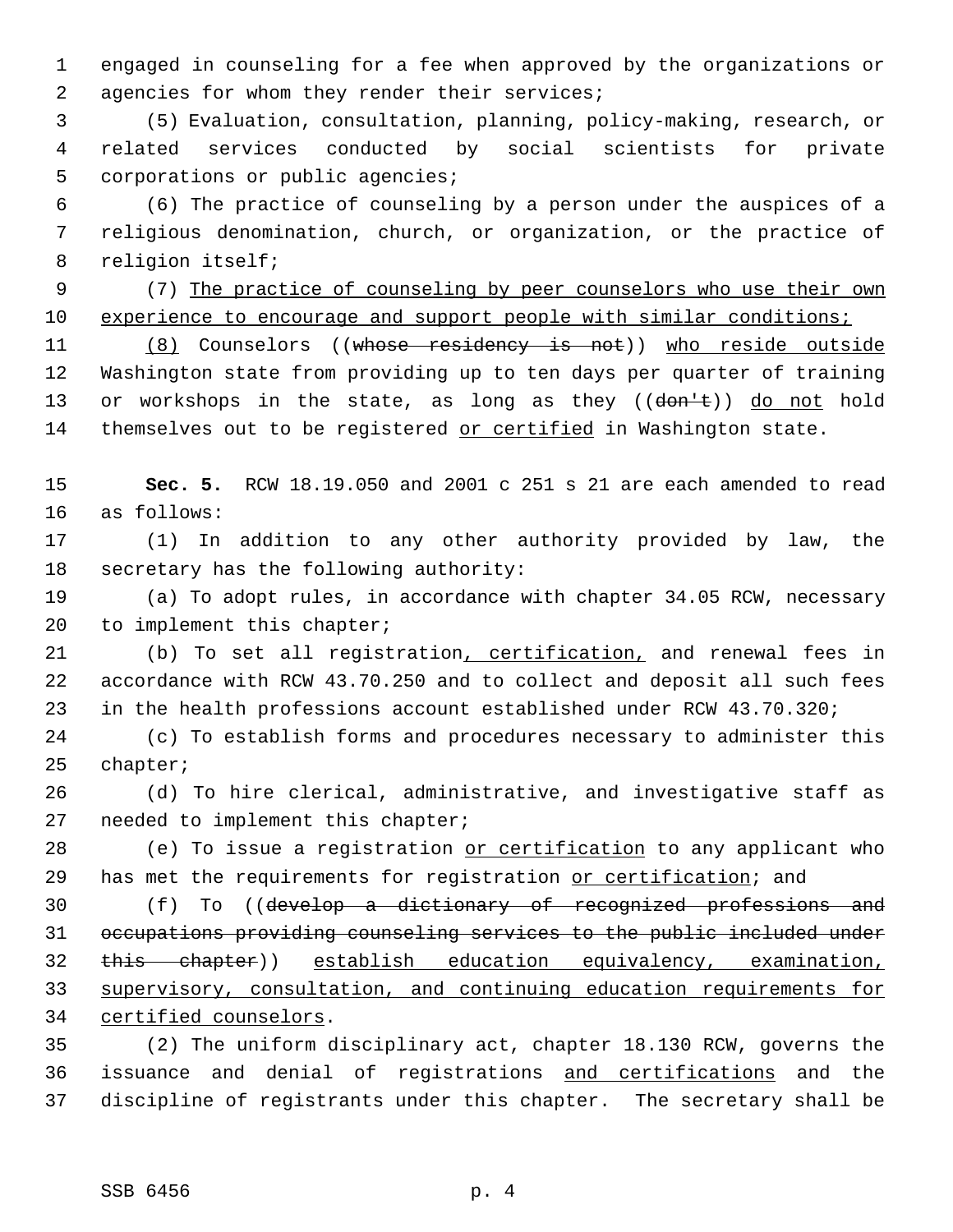engaged in counseling for a fee when approved by the organizations or agencies for whom they render their services;

(5) Evaluation, consultation, planning, policy-making, research, or related services conducted by social scientists for private corporations or public agencies;

(6) The practice of counseling by a person under the auspices of a religious denomination, church, or organization, or the practice of religion itself;

(7) The practice of counseling by peer counselors who use their own experience to encourage and support people with similar conditions;

(8) Counselors ((whose residency is not)) who reside outside Washington state from providing up to ten days per quarter of training or workshops in the state, as long as they ((don't)) do not hold themselves out to be registered or certified in Washington state.

**Sec. 5.** RCW 18.19.050 and 2001 c 251 s 21 are each amended to read as follows:

(1) In addition to any other authority provided by law, the secretary has the following authority:

(a) To adopt rules, in accordance with chapter 34.05 RCW, necessary to implement this chapter;

(b) To set all registration, certification, and renewal fees in accordance with RCW 43.70.250 and to collect and deposit all such fees in the health professions account established under RCW 43.70.320;

(c) To establish forms and procedures necessary to administer this chapter;

(d) To hire clerical, administrative, and investigative staff as needed to implement this chapter;

(e) To issue a registration or certification to any applicant who has met the requirements for registration or certification; and

(f) To ((develop a dictionary of recognized professions and occupations providing counseling services to the public included under this chapter)) establish education equivalency, examination, supervisory, consultation, and continuing education requirements for certified counselors.

(2) The uniform disciplinary act, chapter 18.130 RCW, governs the issuance and denial of registrations and certifications and the discipline of registrants under this chapter. The secretary shall be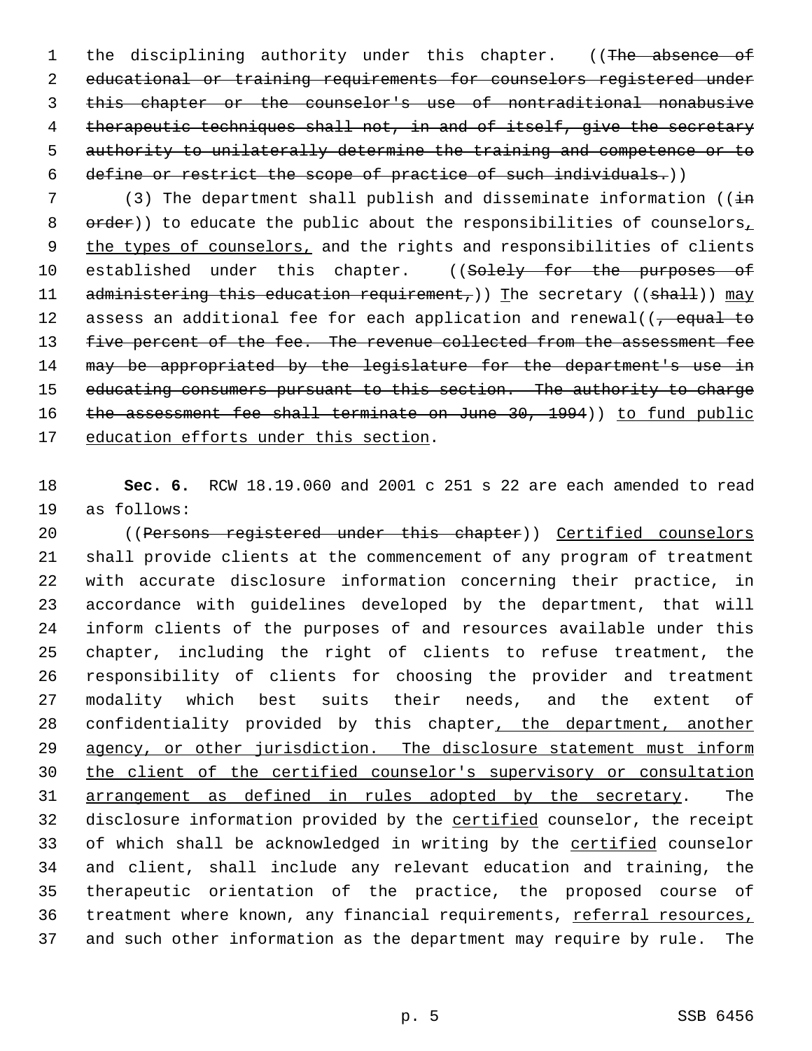the disciplining authority under this chapter. ((~~The absence of educational or training requirements for counselors registered under this chapter or the counselor's use of nontraditional nonabusive therapeutic techniques shall not, in and of itself, give the secretary authority to unilaterally determine the training and competence or to define or restrict the scope of practice of such individuals.~~))

(3) The department shall publish and disseminate information ((~~in order~~)) to educate the public about the responsibilities of counselors, the types of counselors, and the rights and responsibilities of clients established under this chapter. ((~~Solely for the purposes of administering this education requirement,~~)) The secretary ((~~shall~~)) may assess an additional fee for each application and renewal((~~, equal to five percent of the fee. The revenue collected from the assessment fee may be appropriated by the legislature for the department's use in educating consumers pursuant to this section. The authority to charge the assessment fee shall terminate on June 30, 1994~~)) to fund public education efforts under this section.

**Sec. 6.** RCW 18.19.060 and 2001 c 251 s 22 are each amended to read as follows:

((~~Persons registered under this chapter~~)) Certified counselors shall provide clients at the commencement of any program of treatment with accurate disclosure information concerning their practice, in accordance with guidelines developed by the department, that will inform clients of the purposes of and resources available under this chapter, including the right of clients to refuse treatment, the responsibility of clients for choosing the provider and treatment modality which best suits their needs, and the extent of confidentiality provided by this chapter, the department, another agency, or other jurisdiction. The disclosure statement must inform the client of the certified counselor's supervisory or consultation arrangement as defined in rules adopted by the secretary. The disclosure information provided by the certified counselor, the receipt of which shall be acknowledged in writing by the certified counselor and client, shall include any relevant education and training, the therapeutic orientation of the practice, the proposed course of treatment where known, any financial requirements, referral resources, and such other information as the department may require by rule. The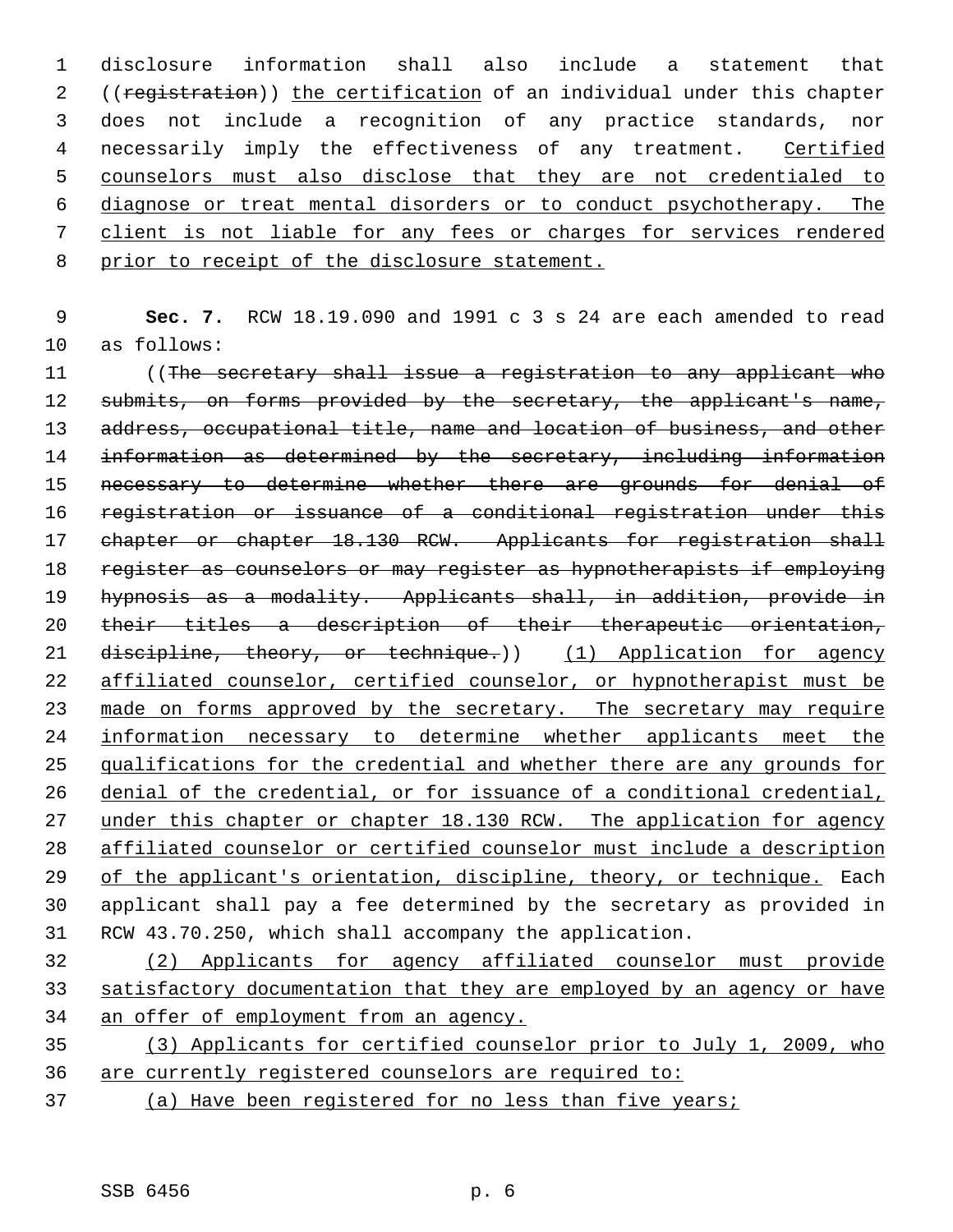disclosure information shall also include a statement that ((~~registration~~)) <u>the certification</u> of an individual under this chapter does not include a recognition of any practice standards, nor necessarily imply the effectiveness of any treatment. <u>Certified counselors must also disclose that they are not credentialed to diagnose or treat mental disorders or to conduct psychotherapy. The client is not liable for any fees or charges for services rendered prior to receipt of the disclosure statement.</u>

**Sec. 7.** RCW 18.19.090 and 1991 c 3 s 24 are each amended to read as follows:

((~~The secretary shall issue a registration to any applicant who submits, on forms provided by the secretary, the applicant's name, address, occupational title, name and location of business, and other information as determined by the secretary, including information necessary to determine whether there are grounds for denial of registration or issuance of a conditional registration under this chapter or chapter 18.130 RCW. Applicants for registration shall register as counselors or may register as hypnotherapists if employing hypnosis as a modality. Applicants shall, in addition, provide in their titles a description of their therapeutic orientation, discipline, theory, or technique.~~)) <u>(1) Application for agency affiliated counselor, certified counselor, or hypnotherapist must be made on forms approved by the secretary. The secretary may require information necessary to determine whether applicants meet the qualifications for the credential and whether there are any grounds for denial of the credential, or for issuance of a conditional credential, under this chapter or chapter 18.130 RCW. The application for agency affiliated counselor or certified counselor must include a description of the applicant's orientation, discipline, theory, or technique.</u> Each applicant shall pay a fee determined by the secretary as provided in RCW 43.70.250, which shall accompany the application.

<u>(2) Applicants for agency affiliated counselor must provide satisfactory documentation that they are employed by an agency or have an offer of employment from an agency.</u>

<u>(3) Applicants for certified counselor prior to July 1, 2009, who are currently registered counselors are required to:</u>

<u>(a) Have been registered for no less than five years;</u>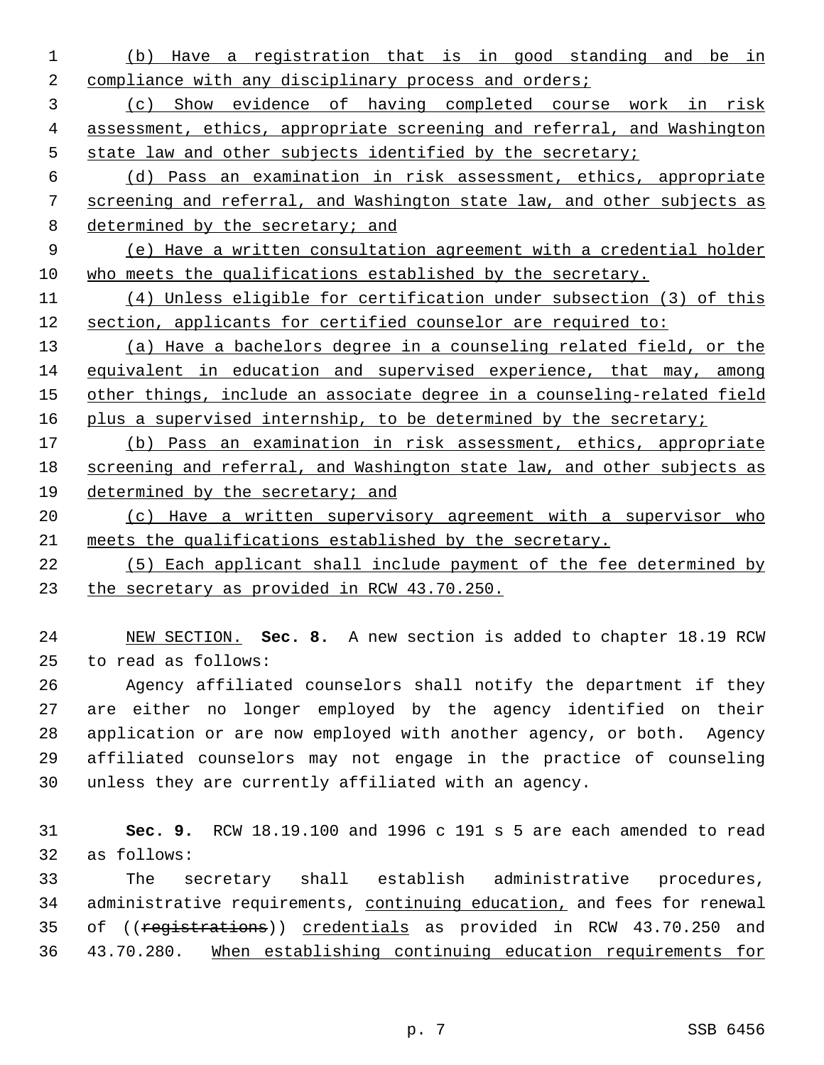(b) Have a registration that is in good standing and be in compliance with any disciplinary process and orders;

(c) Show evidence of having completed course work in risk assessment, ethics, appropriate screening and referral, and Washington state law and other subjects identified by the secretary;

(d) Pass an examination in risk assessment, ethics, appropriate screening and referral, and Washington state law, and other subjects as determined by the secretary; and

(e) Have a written consultation agreement with a credential holder who meets the qualifications established by the secretary.

(4) Unless eligible for certification under subsection (3) of this section, applicants for certified counselor are required to:

(a) Have a bachelors degree in a counseling related field, or the equivalent in education and supervised experience, that may, among other things, include an associate degree in a counseling-related field plus a supervised internship, to be determined by the secretary;

(b) Pass an examination in risk assessment, ethics, appropriate screening and referral, and Washington state law, and other subjects as determined by the secretary; and

(c) Have a written supervisory agreement with a supervisor who meets the qualifications established by the secretary.

(5) Each applicant shall include payment of the fee determined by the secretary as provided in RCW 43.70.250.

NEW SECTION. **Sec. 8.** A new section is added to chapter 18.19 RCW to read as follows:

Agency affiliated counselors shall notify the department if they are either no longer employed by the agency identified on their application or are now employed with another agency, or both. Agency affiliated counselors may not engage in the practice of counseling unless they are currently affiliated with an agency.

**Sec. 9.** RCW 18.19.100 and 1996 c 191 s 5 are each amended to read as follows:

The secretary shall establish administrative procedures, administrative requirements, continuing education, and fees for renewal of ((~~registrations~~)) credentials as provided in RCW 43.70.250 and 43.70.280. When establishing continuing education requirements for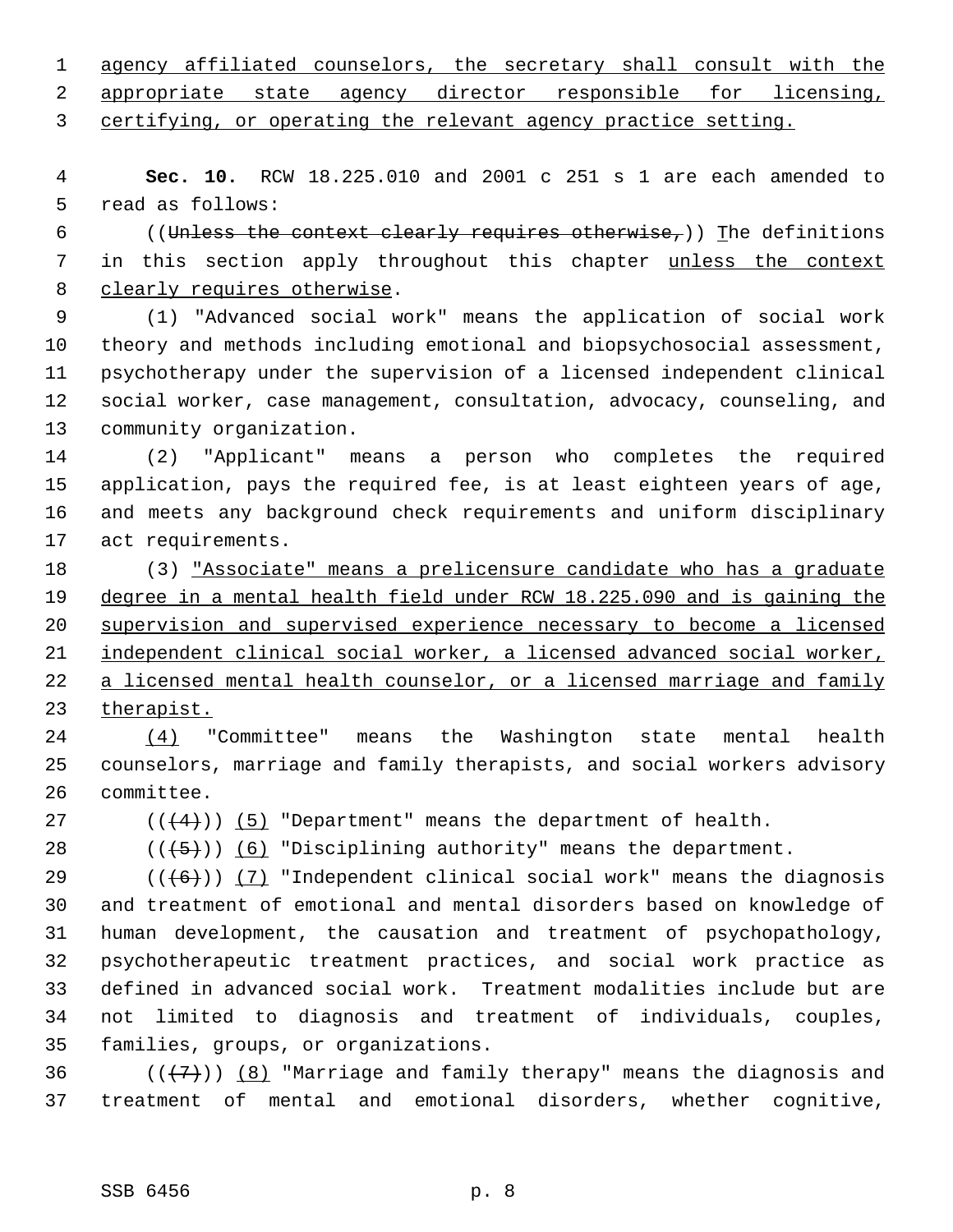agency affiliated counselors, the secretary shall consult with the appropriate state agency director responsible for licensing, certifying, or operating the relevant agency practice setting.

**Sec. 10.** RCW 18.225.010 and 2001 c 251 s 1 are each amended to read as follows:

((~~Unless the context clearly requires otherwise,~~)) The definitions in this section apply throughout this chapter unless the context clearly requires otherwise.

(1) "Advanced social work" means the application of social work theory and methods including emotional and biopsychosocial assessment, psychotherapy under the supervision of a licensed independent clinical social worker, case management, consultation, advocacy, counseling, and community organization.

(2) "Applicant" means a person who completes the required application, pays the required fee, is at least eighteen years of age, and meets any background check requirements and uniform disciplinary act requirements.

(3) "Associate" means a prelicensure candidate who has a graduate degree in a mental health field under RCW 18.225.090 and is gaining the supervision and supervised experience necessary to become a licensed independent clinical social worker, a licensed advanced social worker, a licensed mental health counselor, or a licensed marriage and family therapist.

(4) "Committee" means the Washington state mental health counselors, marriage and family therapists, and social workers advisory committee.

((~~(4)~~)) (5) "Department" means the department of health.

((~~(5)~~)) (6) "Disciplining authority" means the department.

((~~(6)~~)) (7) "Independent clinical social work" means the diagnosis and treatment of emotional and mental disorders based on knowledge of human development, the causation and treatment of psychopathology, psychotherapeutic treatment practices, and social work practice as defined in advanced social work. Treatment modalities include but are not limited to diagnosis and treatment of individuals, couples, families, groups, or organizations.

((~~(7)~~)) (8) "Marriage and family therapy" means the diagnosis and treatment of mental and emotional disorders, whether cognitive,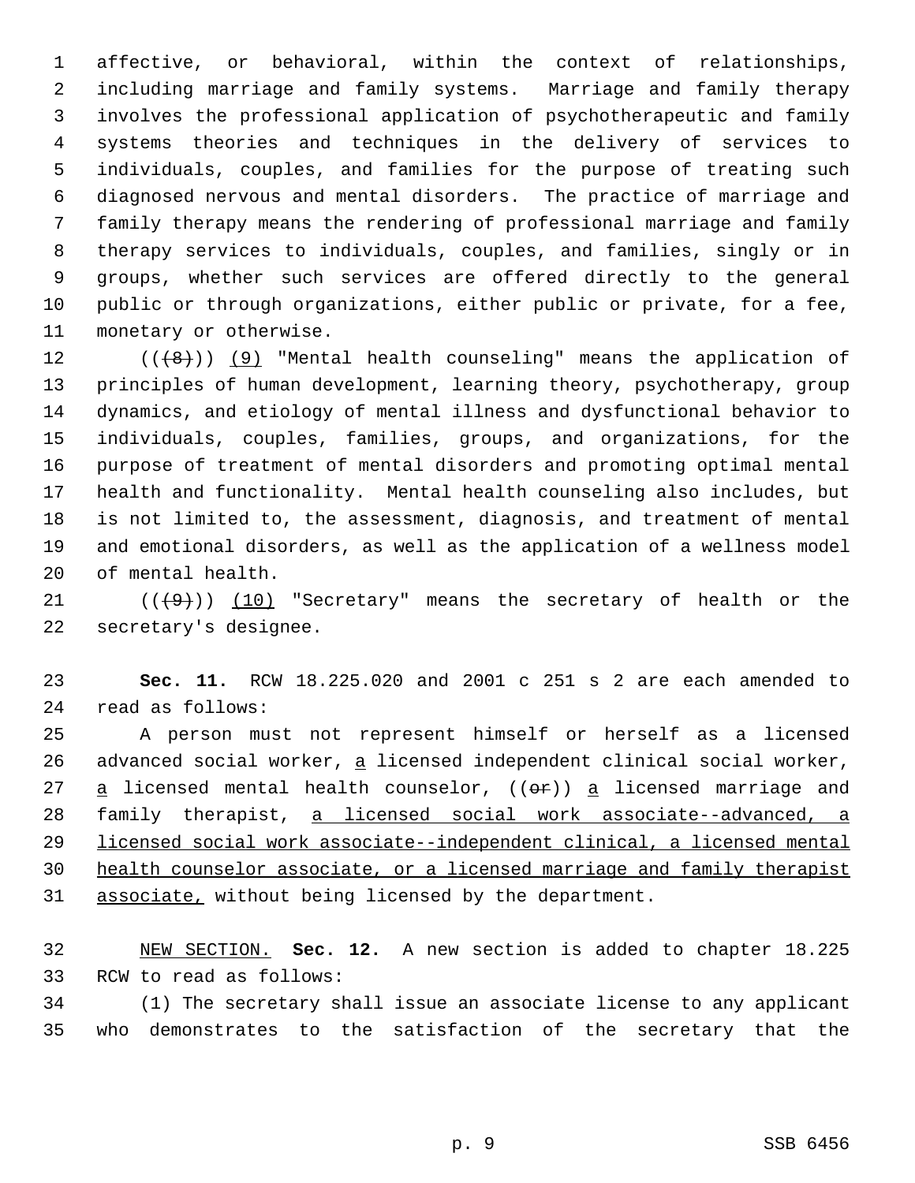affective, or behavioral, within the context of relationships, including marriage and family systems. Marriage and family therapy involves the professional application of psychotherapeutic and family systems theories and techniques in the delivery of services to individuals, couples, and families for the purpose of treating such diagnosed nervous and mental disorders. The practice of marriage and family therapy means the rendering of professional marriage and family therapy services to individuals, couples, and families, singly or in groups, whether such services are offered directly to the general public or through organizations, either public or private, for a fee, monetary or otherwise.

(((8))) <u>(9)</u> "Mental health counseling" means the application of principles of human development, learning theory, psychotherapy, group dynamics, and etiology of mental illness and dysfunctional behavior to individuals, couples, families, groups, and organizations, for the purpose of treatment of mental disorders and promoting optimal mental health and functionality. Mental health counseling also includes, but is not limited to, the assessment, diagnosis, and treatment of mental and emotional disorders, as well as the application of a wellness model of mental health.

(((9))) <u>(10)</u> "Secretary" means the secretary of health or the secretary's designee.

**Sec. 11.** RCW 18.225.020 and 2001 c 251 s 2 are each amended to read as follows:

A person must not represent himself or herself as a licensed advanced social worker, <u>a</u> licensed independent clinical social worker, <u>a</u> licensed mental health counselor, ((~~or~~)) <u>a</u> licensed marriage and family therapist, <u>a licensed social work associate--advanced, a licensed social work associate--independent clinical, a licensed mental health counselor associate, or a licensed marriage and family therapist associate,</u> without being licensed by the department.

<u>NEW SECTION.</u> **Sec. 12.** A new section is added to chapter 18.225 RCW to read as follows:

(1) The secretary shall issue an associate license to any applicant who demonstrates to the satisfaction of the secretary that the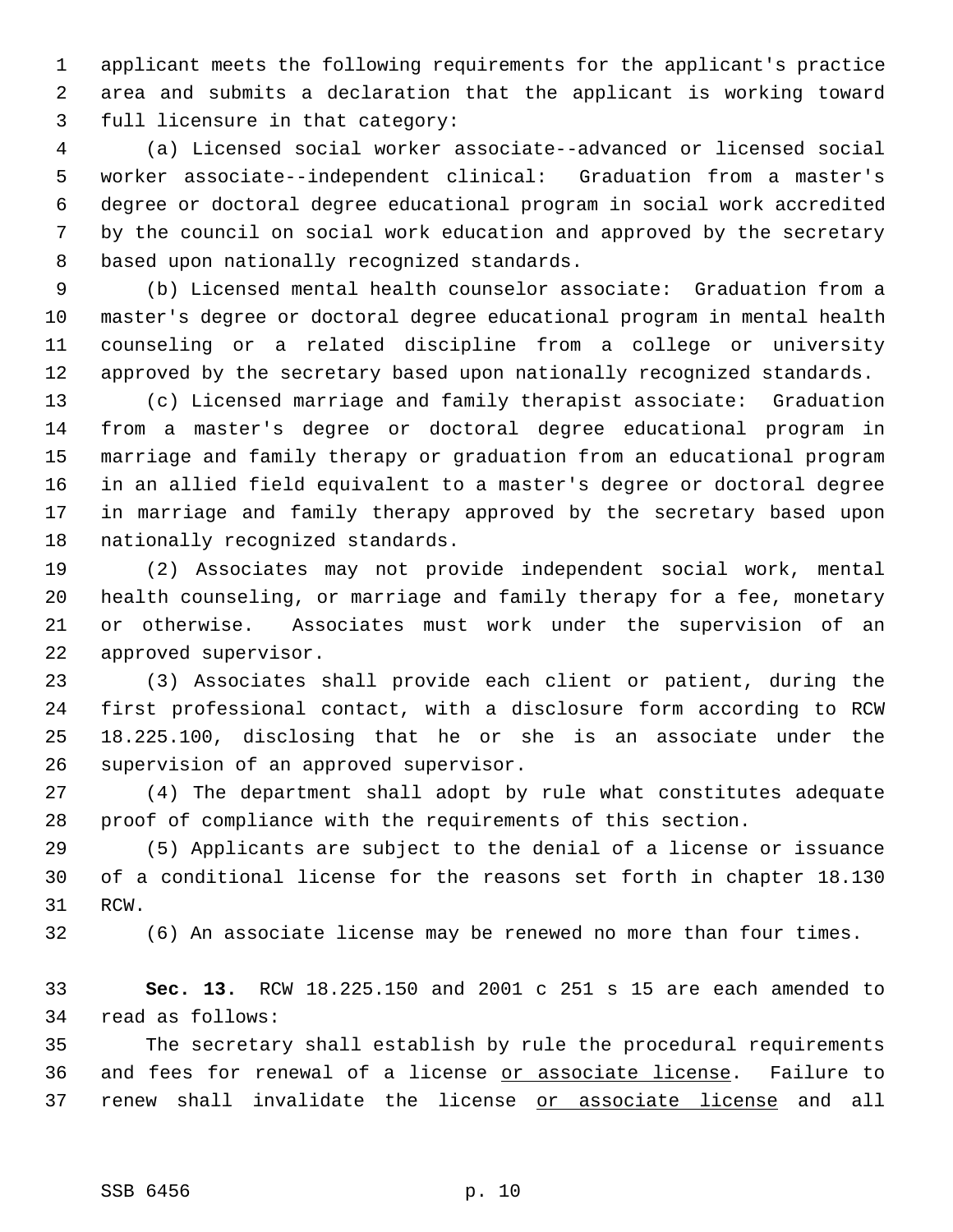applicant meets the following requirements for the applicant's practice area and submits a declaration that the applicant is working toward full licensure in that category:

(a) Licensed social worker associate--advanced or licensed social worker associate--independent clinical: Graduation from a master's degree or doctoral degree educational program in social work accredited by the council on social work education and approved by the secretary based upon nationally recognized standards.

(b) Licensed mental health counselor associate: Graduation from a master's degree or doctoral degree educational program in mental health counseling or a related discipline from a college or university approved by the secretary based upon nationally recognized standards.

(c) Licensed marriage and family therapist associate: Graduation from a master's degree or doctoral degree educational program in marriage and family therapy or graduation from an educational program in an allied field equivalent to a master's degree or doctoral degree in marriage and family therapy approved by the secretary based upon nationally recognized standards.

(2) Associates may not provide independent social work, mental health counseling, or marriage and family therapy for a fee, monetary or otherwise. Associates must work under the supervision of an approved supervisor.

(3) Associates shall provide each client or patient, during the first professional contact, with a disclosure form according to RCW 18.225.100, disclosing that he or she is an associate under the supervision of an approved supervisor.

(4) The department shall adopt by rule what constitutes adequate proof of compliance with the requirements of this section.

(5) Applicants are subject to the denial of a license or issuance of a conditional license for the reasons set forth in chapter 18.130 RCW.

(6) An associate license may be renewed no more than four times.

**Sec. 13.** RCW 18.225.150 and 2001 c 251 s 15 are each amended to read as follows:

The secretary shall establish by rule the procedural requirements and fees for renewal of a license <u>or associate license</u>. Failure to renew shall invalidate the license <u>or associate license</u> and all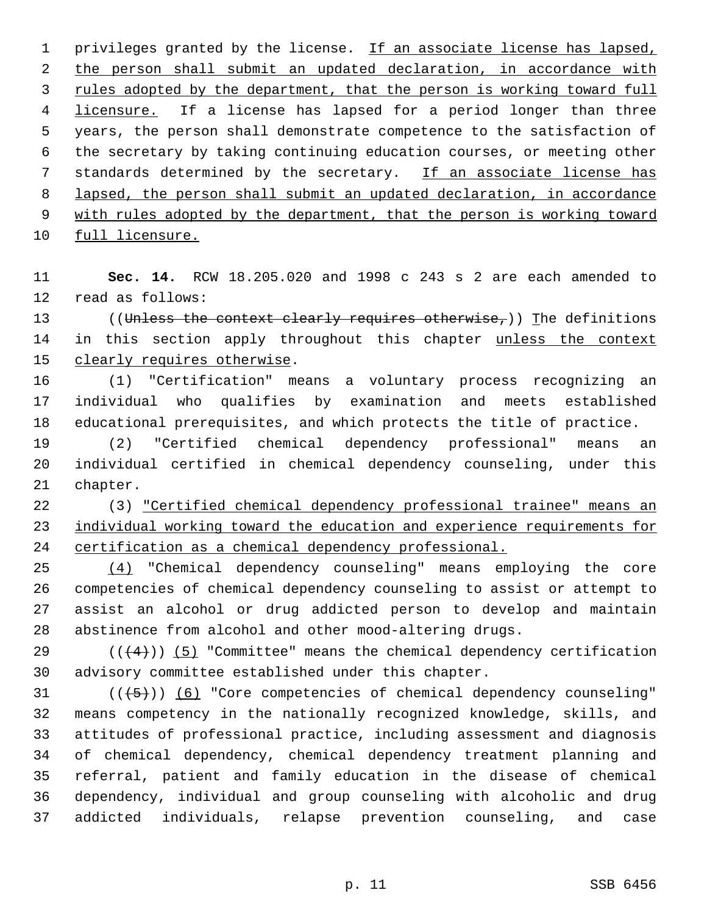privileges granted by the license. If an associate license has lapsed, the person shall submit an updated declaration, in accordance with rules adopted by the department, that the person is working toward full licensure. If a license has lapsed for a period longer than three years, the person shall demonstrate competence to the satisfaction of the secretary by taking continuing education courses, or meeting other standards determined by the secretary. If an associate license has lapsed, the person shall submit an updated declaration, in accordance with rules adopted by the department, that the person is working toward full licensure.

**Sec. 14.** RCW 18.205.020 and 1998 c 243 s 2 are each amended to read as follows:

((~~Unless the context clearly requires otherwise,~~)) The definitions in this section apply throughout this chapter unless the context clearly requires otherwise.

(1) "Certification" means a voluntary process recognizing an individual who qualifies by examination and meets established educational prerequisites, and which protects the title of practice.

(2) "Certified chemical dependency professional" means an individual certified in chemical dependency counseling, under this chapter.

(3) "Certified chemical dependency professional trainee" means an individual working toward the education and experience requirements for certification as a chemical dependency professional.

(4) "Chemical dependency counseling" means employing the core competencies of chemical dependency counseling to assist or attempt to assist an alcohol or drug addicted person to develop and maintain abstinence from alcohol and other mood-altering drugs.

((~~(4)~~)) (5) "Committee" means the chemical dependency certification advisory committee established under this chapter.

((~~(5)~~)) (6) "Core competencies of chemical dependency counseling" means competency in the nationally recognized knowledge, skills, and attitudes of professional practice, including assessment and diagnosis of chemical dependency, chemical dependency treatment planning and referral, patient and family education in the disease of chemical dependency, individual and group counseling with alcoholic and drug addicted individuals, relapse prevention counseling, and case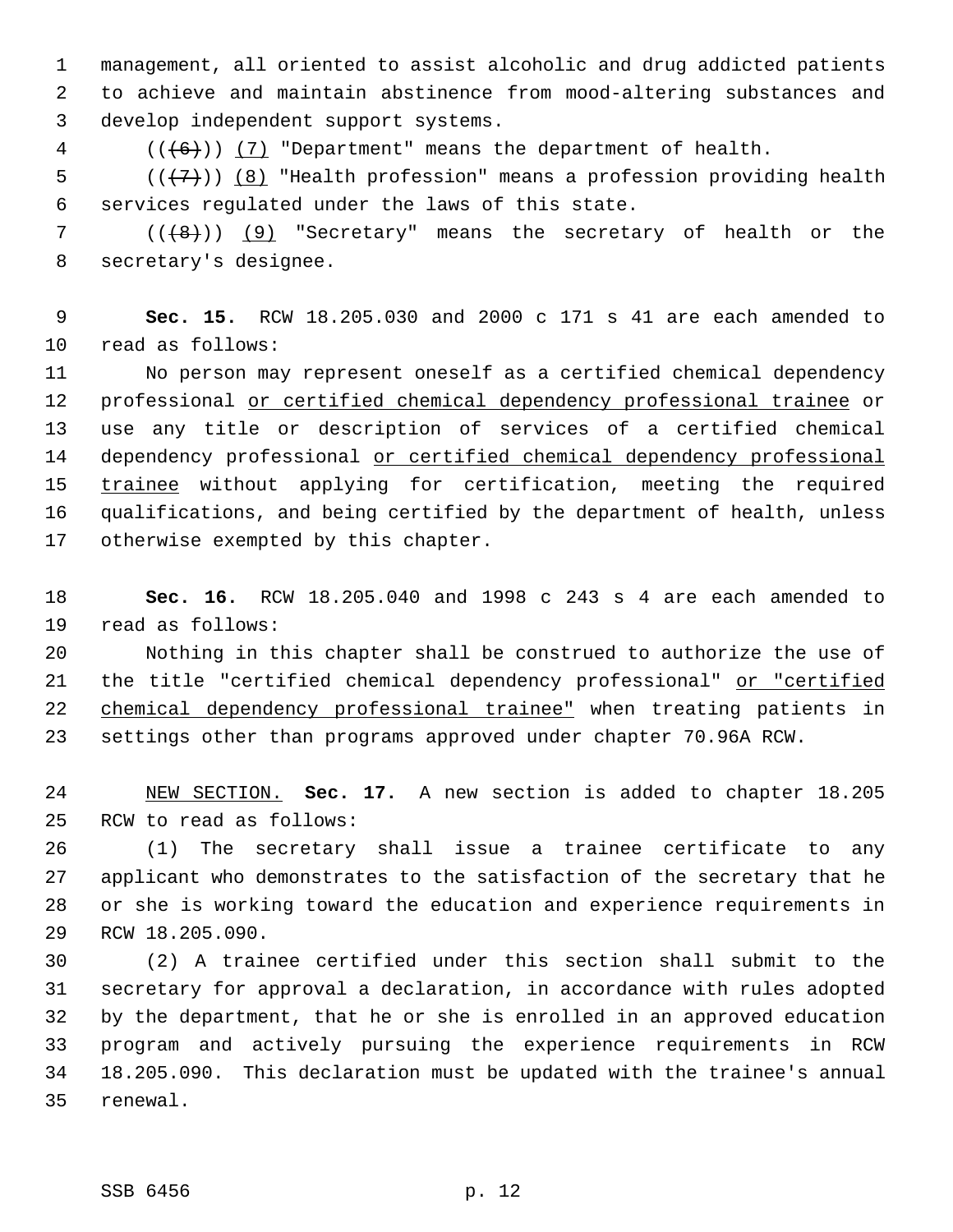management, all oriented to assist alcoholic and drug addicted patients to achieve and maintain abstinence from mood-altering substances and develop independent support systems.

((~~(6)~~)) (7) "Department" means the department of health.

((~~(7)~~)) (8) "Health profession" means a profession providing health services regulated under the laws of this state.

((~~(8)~~)) (9) "Secretary" means the secretary of health or the secretary's designee.

**Sec. 15.** RCW 18.205.030 and 2000 c 171 s 41 are each amended to read as follows:

No person may represent oneself as a certified chemical dependency professional or certified chemical dependency professional trainee or use any title or description of services of a certified chemical dependency professional or certified chemical dependency professional trainee without applying for certification, meeting the required qualifications, and being certified by the department of health, unless otherwise exempted by this chapter.

**Sec. 16.** RCW 18.205.040 and 1998 c 243 s 4 are each amended to read as follows:

Nothing in this chapter shall be construed to authorize the use of the title "certified chemical dependency professional" or "certified chemical dependency professional trainee" when treating patients in settings other than programs approved under chapter 70.96A RCW.

NEW SECTION. **Sec. 17.** A new section is added to chapter 18.205 RCW to read as follows:

(1) The secretary shall issue a trainee certificate to any applicant who demonstrates to the satisfaction of the secretary that he or she is working toward the education and experience requirements in RCW 18.205.090.

(2) A trainee certified under this section shall submit to the secretary for approval a declaration, in accordance with rules adopted by the department, that he or she is enrolled in an approved education program and actively pursuing the experience requirements in RCW 18.205.090. This declaration must be updated with the trainee's annual renewal.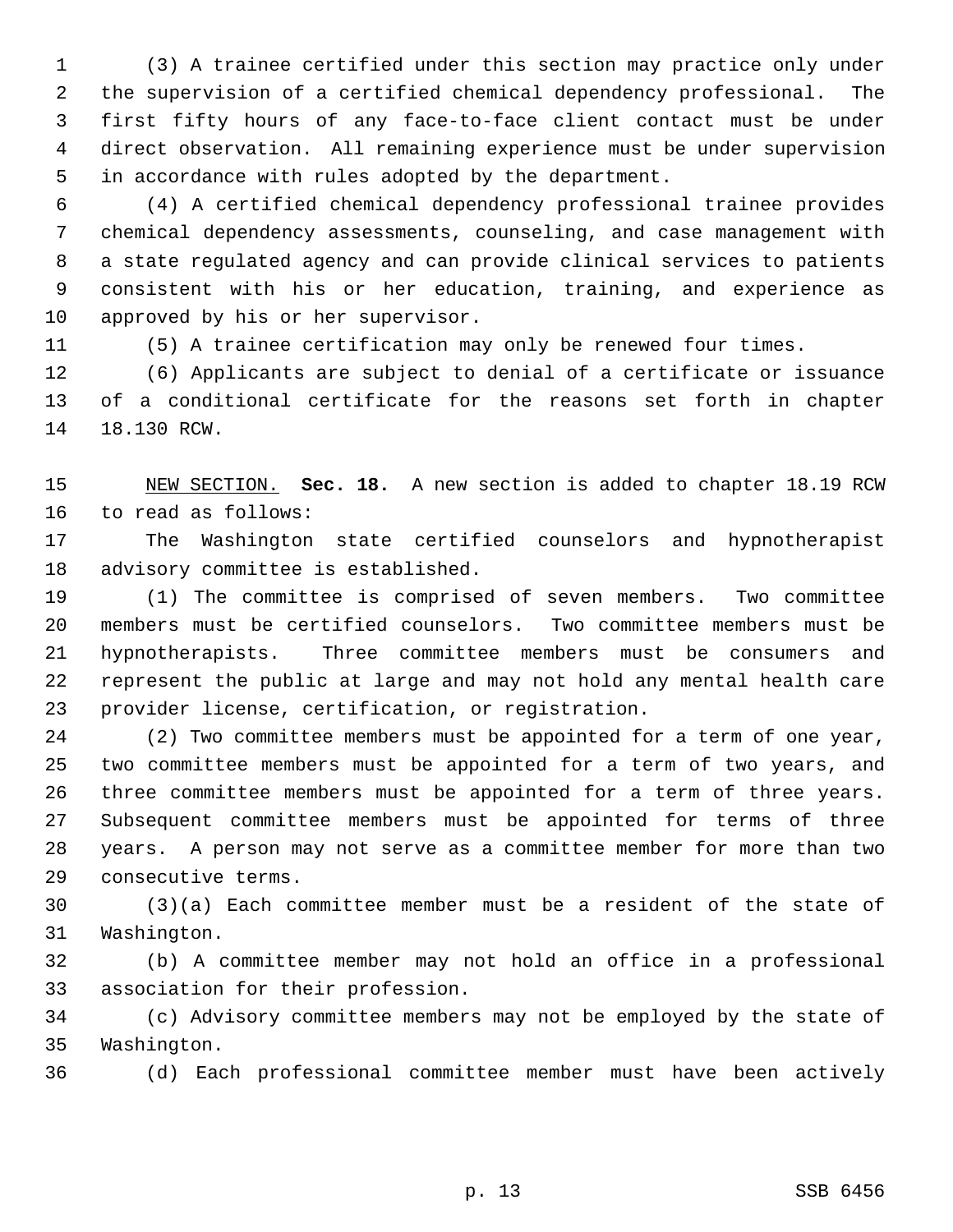(3) A trainee certified under this section may practice only under the supervision of a certified chemical dependency professional. The first fifty hours of any face-to-face client contact must be under direct observation. All remaining experience must be under supervision in accordance with rules adopted by the department.

(4) A certified chemical dependency professional trainee provides chemical dependency assessments, counseling, and case management with a state regulated agency and can provide clinical services to patients consistent with his or her education, training, and experience as approved by his or her supervisor.

(5) A trainee certification may only be renewed four times.

(6) Applicants are subject to denial of a certificate or issuance of a conditional certificate for the reasons set forth in chapter 18.130 RCW.

NEW SECTION. **Sec. 18.** A new section is added to chapter 18.19 RCW to read as follows:

The Washington state certified counselors and hypnotherapist advisory committee is established.

(1) The committee is comprised of seven members. Two committee members must be certified counselors. Two committee members must be hypnotherapists. Three committee members must be consumers and represent the public at large and may not hold any mental health care provider license, certification, or registration.

(2) Two committee members must be appointed for a term of one year, two committee members must be appointed for a term of two years, and three committee members must be appointed for a term of three years. Subsequent committee members must be appointed for terms of three years. A person may not serve as a committee member for more than two consecutive terms.

(3)(a) Each committee member must be a resident of the state of Washington.

(b) A committee member may not hold an office in a professional association for their profession.

(c) Advisory committee members may not be employed by the state of Washington.

(d) Each professional committee member must have been actively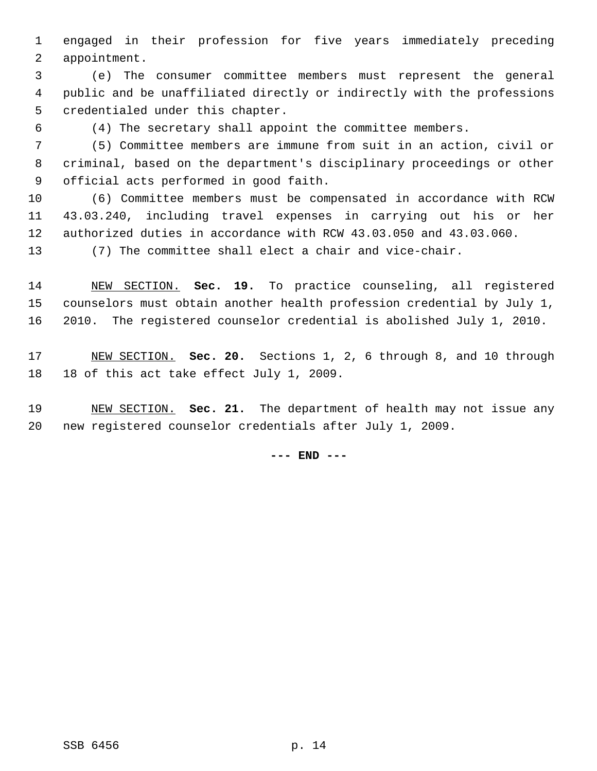engaged in their profession for five years immediately preceding appointment.

(e) The consumer committee members must represent the general public and be unaffiliated directly or indirectly with the professions credentialed under this chapter.

(4) The secretary shall appoint the committee members.

(5) Committee members are immune from suit in an action, civil or criminal, based on the department's disciplinary proceedings or other official acts performed in good faith.

(6) Committee members must be compensated in accordance with RCW 43.03.240, including travel expenses in carrying out his or her authorized duties in accordance with RCW 43.03.050 and 43.03.060.

(7) The committee shall elect a chair and vice-chair.

NEW SECTION. **Sec. 19.** To practice counseling, all registered counselors must obtain another health profession credential by July 1, 2010. The registered counselor credential is abolished July 1, 2010.

NEW SECTION. **Sec. 20.** Sections 1, 2, 6 through 8, and 10 through 18 of this act take effect July 1, 2009.

NEW SECTION. **Sec. 21.** The department of health may not issue any new registered counselor credentials after July 1, 2009.

**--- END ---**